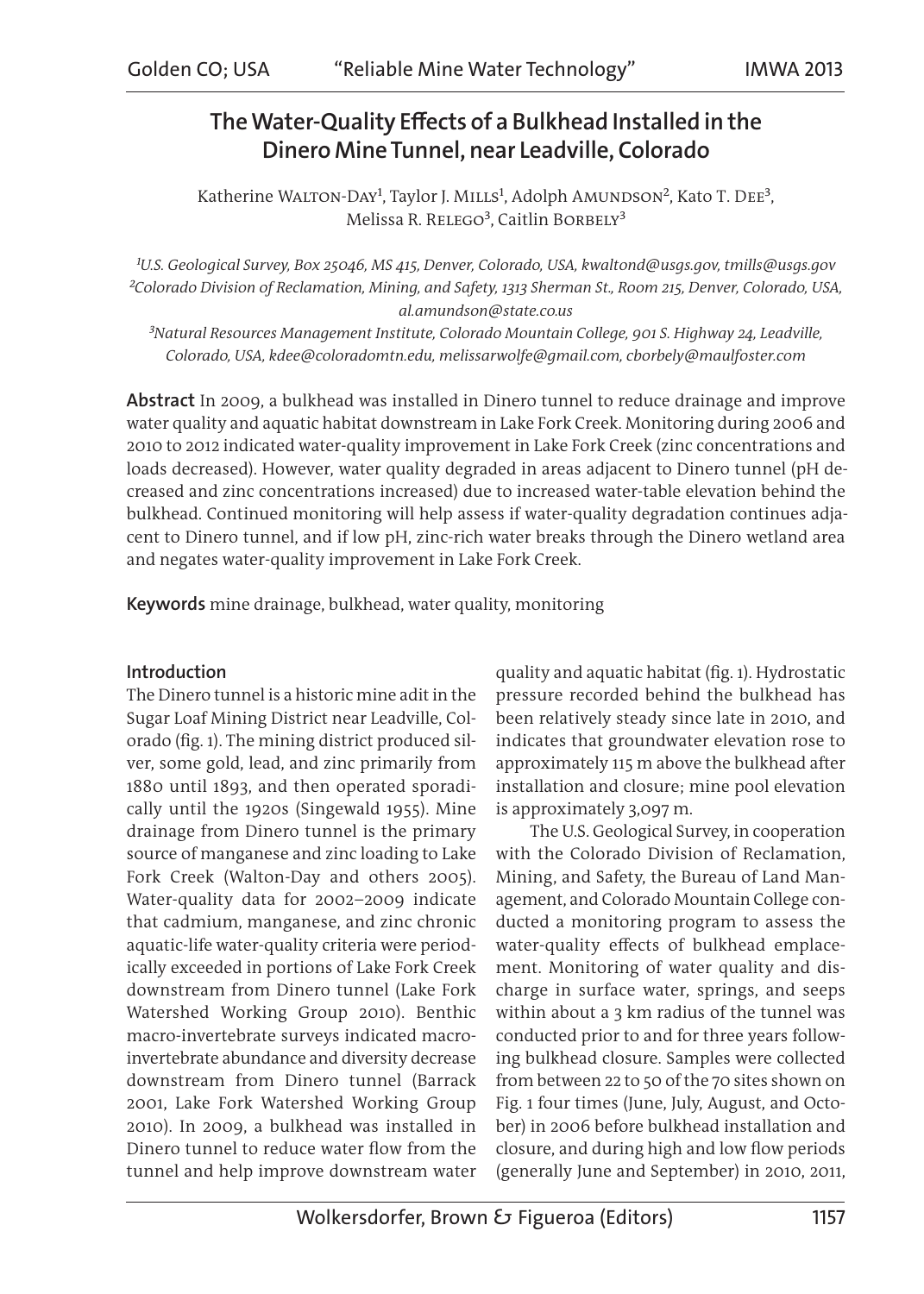# The Water-Quality Effects of a Bulkhead Installed in the Dinero Mine Tunnel, near Leadville, Colorado

Katherine Walton-Day[1], Taylor J. Mills[1], Adolph Amundson[2], Kato T. Dee[3], Melissa R. Relego[3], Caitlin Borbely[3]

*[1]U.S. Geological Survey, Box 25046, MS 415, Denver, Colorado, USA, kwaltond@usgs.gov, tmills@usgs.gov*
*[2]Colorado Division of Reclamation, Mining, and Safety, 1313 Sherman St., Room 215, Denver, Colorado, USA, al.amundson@state.co.us*
*[3]Natural Resources Management Institute, Colorado Mountain College, 901 S. Highway 24, Leadville, Colorado, USA, kdee@coloradomtn.edu, melissarwolfe@gmail.com, cborbely@maulfoster.com*

**Abstract** In 2009, a bulkhead was installed in Dinero tunnel to reduce drainage and improve water quality and aquatic habitat downstream in Lake Fork Creek. Monitoring during 2006 and 2010 to 2012 indicated water-quality improvement in Lake Fork Creek (zinc concentrations and loads decreased). However, water quality degraded in areas adjacent to Dinero tunnel (pH decreased and zinc concentrations increased) due to increased water-table elevation behind the bulkhead. Continued monitoring will help assess if water-quality degradation continues adjacent to Dinero tunnel, and if low pH, zinc-rich water breaks through the Dinero wetland area and negates water-quality improvement in Lake Fork Creek.

**Keywords** mine drainage, bulkhead, water quality, monitoring

## Introduction

The Dinero tunnel is a historic mine adit in the Sugar Loaf Mining District near Leadville, Colorado (fig. 1). The mining district produced silver, some gold, lead, and zinc primarily from 1880 until 1893, and then operated sporadically until the 1920s (Singewald 1955). Mine drainage from Dinero tunnel is the primary source of manganese and zinc loading to Lake Fork Creek (Walton-Day and others 2005). Water-quality data for 2002–2009 indicate that cadmium, manganese, and zinc chronic aquatic-life water-quality criteria were periodically exceeded in portions of Lake Fork Creek downstream from Dinero tunnel (Lake Fork Watershed Working Group 2010). Benthic macro-invertebrate surveys indicated macroinvertebrate abundance and diversity decrease downstream from Dinero tunnel (Barrack 2001, Lake Fork Watershed Working Group 2010). In 2009, a bulkhead was installed in Dinero tunnel to reduce water flow from the tunnel and help improve downstream water quality and aquatic habitat (fig. 1). Hydrostatic pressure recorded behind the bulkhead has been relatively steady since late in 2010, and indicates that groundwater elevation rose to approximately 115 m above the bulkhead after installation and closure; mine pool elevation is approximately 3,097 m.

The U.S. Geological Survey, in cooperation with the Colorado Division of Reclamation, Mining, and Safety, the Bureau of Land Management, and Colorado Mountain College conducted a monitoring program to assess the water-quality effects of bulkhead emplacement. Monitoring of water quality and discharge in surface water, springs, and seeps within about a 3 km radius of the tunnel was conducted prior to and for three years following bulkhead closure. Samples were collected from between 22 to 50 of the 70 sites shown on Fig. 1 four times (June, July, August, and October) in 2006 before bulkhead installation and closure, and during high and low flow periods (generally June and September) in 2010, 2011,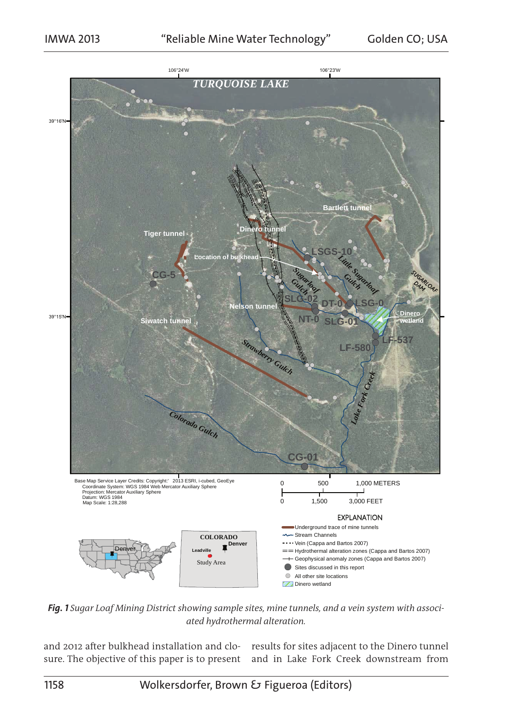***Fig. 1*** *Sugar Loaf Mining District showing sample sites, mine tunnels, and a vein system with associated hydrothermal alteration.*

and 2012 after bulkhead installation and closure. The objective of this paper is to present results for sites adjacent to the Dinero tunnel and in Lake Fork Creek downstream from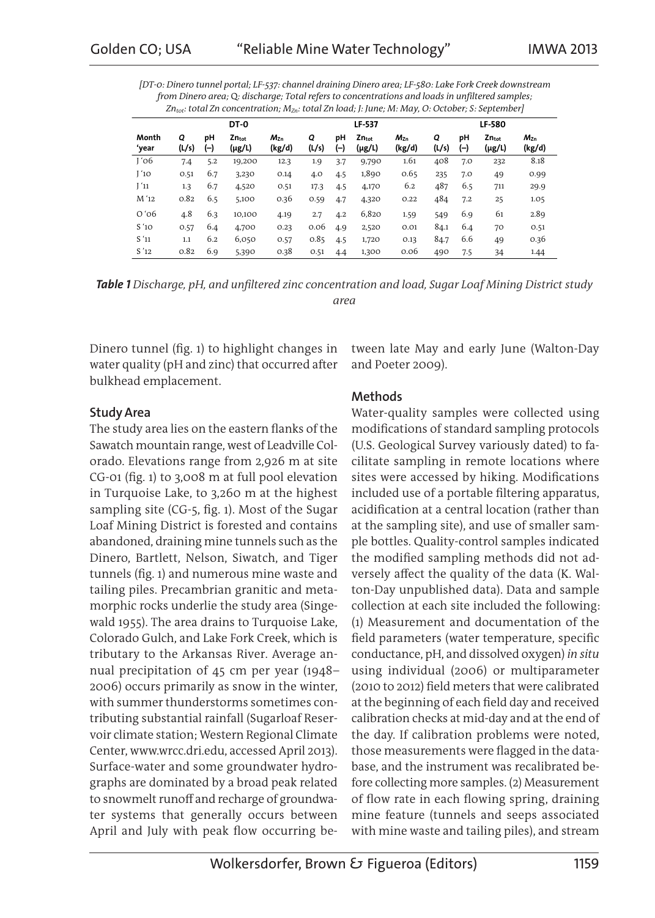*[DT-0: Dinero tunnel portal; LF-537: channel draining Dinero area; LF-580: Lake Fork Creek downstream from Dinero area; Q: discharge; Total refers to concentrations and loads in unfiltered samples; $Zn_{tot}$: total Zn concentration; $M_{Zn}$: total Zn load; J: June; M: May, O: October; S: September]*

| | DT-0 | | | | LF-537 | | | | LF-580 | | | |
|---|---|---|---|---|---|---|---|---|---|---|---|---|
| Month 'year | *Q* (L/s) | pH (–) | $Zn_{tot}$ (µg/L) | $M_{Zn}$ (kg/d) | *Q* (L/s) | pH (–) | $Zn_{tot}$ (µg/L) | $M_{Zn}$ (kg/d) | *Q* (L/s) | pH (–) | $Zn_{tot}$ (µg/L) | $M_{Zn}$ (kg/d) |
| J '06 | 7.4 | 5.2 | 19,200 | 12.3 | 1.9 | 3.7 | 9,790 | 1.61 | 408 | 7.0 | 232 | 8.18 |
| J '10 | 0.51 | 6.7 | 3,230 | 0.14 | 4.0 | 4.5 | 1,890 | 0.65 | 235 | 7.0 | 49 | 0.99 |
| J '11 | 1.3 | 6.7 | 4,520 | 0.51 | 17.3 | 4.5 | 4,170 | 6.2 | 487 | 6.5 | 711 | 29.9 |
| M '12 | 0.82 | 6.5 | 5,100 | 0.36 | 0.59 | 4.7 | 4,320 | 0.22 | 484 | 7.2 | 25 | 1.05 |
| O '06 | 4.8 | 6.3 | 10,100 | 4.19 | 2.7 | 4.2 | 6,820 | 1.59 | 549 | 6.9 | 61 | 2.89 |
| S '10 | 0.57 | 6.4 | 4,700 | 0.23 | 0.06 | 4.9 | 2,520 | 0.01 | 84.1 | 6.4 | 70 | 0.51 |
| S '11 | 1.1 | 6.2 | 6,050 | 0.57 | 0.85 | 4.5 | 1,720 | 0.13 | 84.7 | 6.6 | 49 | 0.36 |
| S '12 | 0.82 | 6.9 | 5,390 | 0.38 | 0.51 | 4.4 | 1,300 | 0.06 | 490 | 7.5 | 34 | 1.44 |

***Table 1** Discharge, pH, and unfiltered zinc concentration and load, Sugar Loaf Mining District study area*

Dinero tunnel (fig. 1) to highlight changes in water quality (pH and zinc) that occurred after bulkhead emplacement.

## Study Area

The study area lies on the eastern flanks of the Sawatch mountain range, west of Leadville Colorado. Elevations range from 2,926 m at site CG-01 (fig. 1) to 3,008 m at full pool elevation in Turquoise Lake, to 3,260 m at the highest sampling site (CG-5, fig. 1). Most of the Sugar Loaf Mining District is forested and contains abandoned, draining mine tunnels such as the Dinero, Bartlett, Nelson, Siwatch, and Tiger tunnels (fig. 1) and numerous mine waste and tailing piles. Precambrian granitic and metamorphic rocks underlie the study area (Singewald 1955). The area drains to Turquoise Lake, Colorado Gulch, and Lake Fork Creek, which is tributary to the Arkansas River. Average annual precipitation of 45 cm per year (1948–2006) occurs primarily as snow in the winter, with summer thunderstorms sometimes contributing substantial rainfall (Sugarloaf Reservoir climate station; Western Regional Climate Center, www.wrcc.dri.edu, accessed April 2013). Surface-water and some groundwater hydrographs are dominated by a broad peak related to snowmelt runoff and recharge of groundwater systems that generally occurs between April and July with peak flow occurring between late May and early June (Walton-Day and Poeter 2009).

## Methods

Water-quality samples were collected using modifications of standard sampling protocols (U.S. Geological Survey variously dated) to facilitate sampling in remote locations where sites were accessed by hiking. Modifications included use of a portable filtering apparatus, acidification at a central location (rather than at the sampling site), and use of smaller sample bottles. Quality-control samples indicated the modified sampling methods did not adversely affect the quality of the data (K. Walton-Day unpublished data). Data and sample collection at each site included the following: (1) Measurement and documentation of the field parameters (water temperature, specific conductance, pH, and dissolved oxygen) *in situ* using individual (2006) or multiparameter (2010 to 2012) field meters that were calibrated at the beginning of each field day and received calibration checks at mid-day and at the end of the day. If calibration problems were noted, those measurements were flagged in the database, and the instrument was recalibrated before collecting more samples. (2) Measurement of flow rate in each flowing spring, draining mine feature (tunnels and seeps associated with mine waste and tailing piles), and stream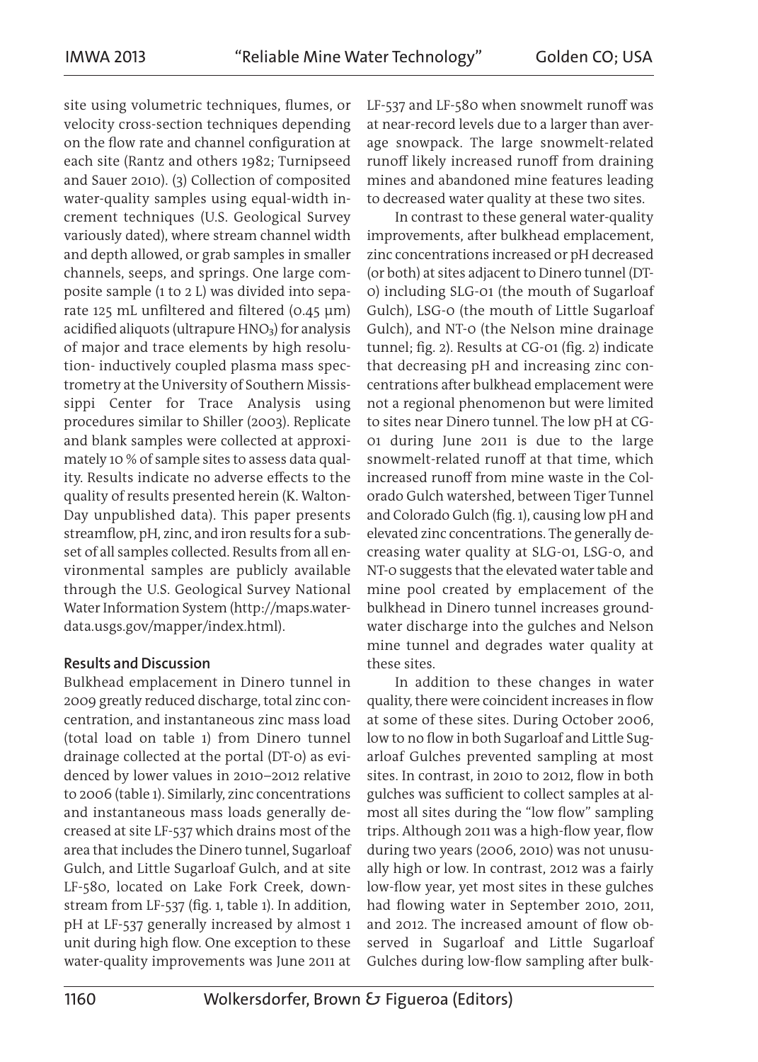site using volumetric techniques, flumes, or velocity cross-section techniques depending on the flow rate and channel configuration at each site (Rantz and others 1982; Turnipseed and Sauer 2010). (3) Collection of composited water-quality samples using equal-width increment techniques (U.S. Geological Survey variously dated), where stream channel width and depth allowed, or grab samples in smaller channels, seeps, and springs. One large composite sample (1 to 2 L) was divided into separate 125 mL unfiltered and filtered (0.45 µm) acidified aliquots (ultrapure $HNO_3$) for analysis of major and trace elements by high resolution- inductively coupled plasma mass spectrometry at the University of Southern Mississippi Center for Trace Analysis using procedures similar to Shiller (2003). Replicate and blank samples were collected at approximately 10 % of sample sites to assess data quality. Results indicate no adverse effects to the quality of results presented herein (K. Walton-Day unpublished data). This paper presents streamflow, pH, zinc, and iron results for a subset of all samples collected. Results from all environmental samples are publicly available through the U.S. Geological Survey National Water Information System (http://maps.waterdata.usgs.gov/mapper/index.html).

## Results and Discussion

Bulkhead emplacement in Dinero tunnel in 2009 greatly reduced discharge, total zinc concentration, and instantaneous zinc mass load (total load on table 1) from Dinero tunnel drainage collected at the portal (DT-0) as evidenced by lower values in 2010–2012 relative to 2006 (table 1). Similarly, zinc concentrations and instantaneous mass loads generally decreased at site LF-537 which drains most of the area that includes the Dinero tunnel, Sugarloaf Gulch, and Little Sugarloaf Gulch, and at site LF-580, located on Lake Fork Creek, downstream from LF-537 (fig. 1, table 1). In addition, pH at LF-537 generally increased by almost 1 unit during high flow. One exception to these water-quality improvements was June 2011 at LF-537 and LF-580 when snowmelt runoff was at near-record levels due to a larger than average snowpack. The large snowmelt-related runoff likely increased runoff from draining mines and abandoned mine features leading to decreased water quality at these two sites.

In contrast to these general water-quality improvements, after bulkhead emplacement, zinc concentrations increased or pH decreased (or both) at sites adjacent to Dinero tunnel (DT-0) including SLG-01 (the mouth of Sugarloaf Gulch), LSG-0 (the mouth of Little Sugarloaf Gulch), and NT-0 (the Nelson mine drainage tunnel; fig. 2). Results at CG-01 (fig. 2) indicate that decreasing pH and increasing zinc concentrations after bulkhead emplacement were not a regional phenomenon but were limited to sites near Dinero tunnel. The low pH at CG-01 during June 2011 is due to the large snowmelt-related runoff at that time, which increased runoff from mine waste in the Colorado Gulch watershed, between Tiger Tunnel and Colorado Gulch (fig. 1), causing low pH and elevated zinc concentrations. The generally decreasing water quality at SLG-01, LSG-0, and NT-0 suggests that the elevated water table and mine pool created by emplacement of the bulkhead in Dinero tunnel increases groundwater discharge into the gulches and Nelson mine tunnel and degrades water quality at these sites.

In addition to these changes in water quality, there were coincident increases in flow at some of these sites. During October 2006, low to no flow in both Sugarloaf and Little Sugarloaf Gulches prevented sampling at most sites. In contrast, in 2010 to 2012, flow in both gulches was sufficient to collect samples at almost all sites during the "low flow" sampling trips. Although 2011 was a high-flow year, flow during two years (2006, 2010) was not unusually high or low. In contrast, 2012 was a fairly low-flow year, yet most sites in these gulches had flowing water in September 2010, 2011, and 2012. The increased amount of flow observed in Sugarloaf and Little Sugarloaf Gulches during low-flow sampling after bulk-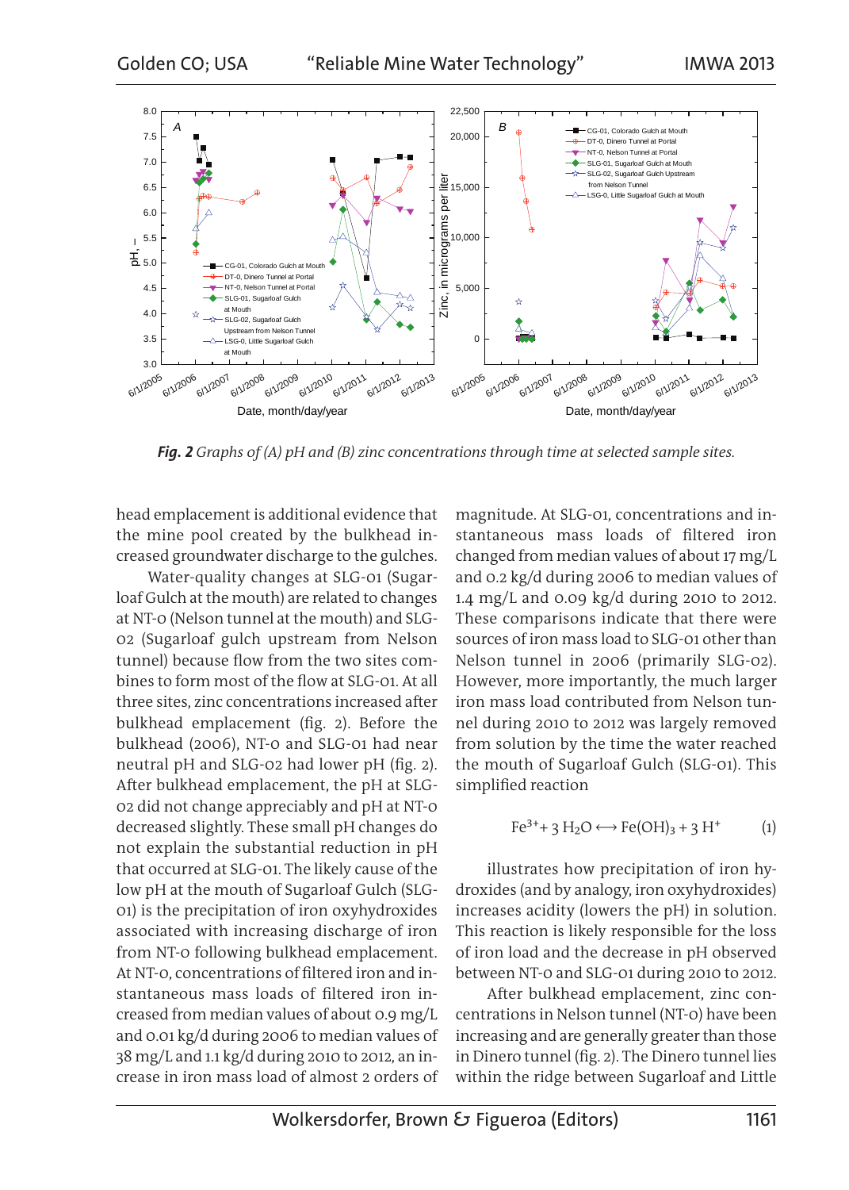*Fig. 2 Graphs of (A) pH and (B) zinc concentrations through time at selected sample sites.*

head emplacement is additional evidence that the mine pool created by the bulkhead increased groundwater discharge to the gulches.

Water-quality changes at SLG-01 (Sugarloaf Gulch at the mouth) are related to changes at NT-0 (Nelson tunnel at the mouth) and SLG-02 (Sugarloaf gulch upstream from Nelson tunnel) because flow from the two sites combines to form most of the flow at SLG-01. At all three sites, zinc concentrations increased after bulkhead emplacement (fig. 2). Before the bulkhead (2006), NT-0 and SLG-01 had near neutral pH and SLG-02 had lower pH (fig. 2). After bulkhead emplacement, the pH at SLG-02 did not change appreciably and pH at NT-0 decreased slightly. These small pH changes do not explain the substantial reduction in pH that occurred at SLG-01. The likely cause of the low pH at the mouth of Sugarloaf Gulch (SLG-01) is the precipitation of iron oxyhydroxides associated with increasing discharge of iron from NT-0 following bulkhead emplacement. At NT-0, concentrations of filtered iron and instantaneous mass loads of filtered iron increased from median values of about 0.9 mg/L and 0.01 kg/d during 2006 to median values of 38 mg/L and 1.1 kg/d during 2010 to 2012, an increase in iron mass load of almost 2 orders of magnitude. At SLG-01, concentrations and instantaneous mass loads of filtered iron changed from median values of about 17 mg/L and 0.2 kg/d during 2006 to median values of 1.4 mg/L and 0.09 kg/d during 2010 to 2012. These comparisons indicate that there were sources of iron mass load to SLG-01 other than Nelson tunnel in 2006 (primarily SLG-02). However, more importantly, the much larger iron mass load contributed from Nelson tunnel during 2010 to 2012 was largely removed from solution by the time the water reached the mouth of Sugarloaf Gulch (SLG-01). This simplified reaction

$$Fe^{3+} + 3\,H_2O \longleftrightarrow Fe(OH)_3 + 3\,H^+ \qquad (1)$$

illustrates how precipitation of iron hydroxides (and by analogy, iron oxyhydroxides) increases acidity (lowers the pH) in solution. This reaction is likely responsible for the loss of iron load and the decrease in pH observed between NT-0 and SLG-01 during 2010 to 2012.

After bulkhead emplacement, zinc concentrations in Nelson tunnel (NT-0) have been increasing and are generally greater than those in Dinero tunnel (fig. 2). The Dinero tunnel lies within the ridge between Sugarloaf and Little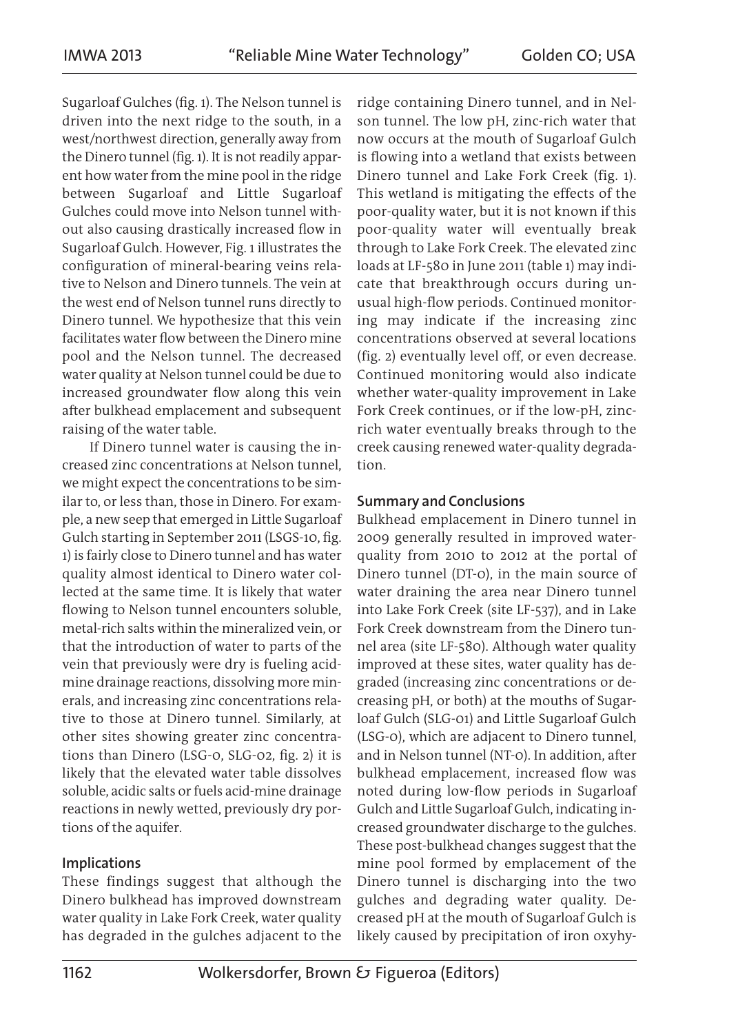Sugarloaf Gulches (fig. 1). The Nelson tunnel is driven into the next ridge to the south, in a west/northwest direction, generally away from the Dinero tunnel (fig. 1). It is not readily apparent how water from the mine pool in the ridge between Sugarloaf and Little Sugarloaf Gulches could move into Nelson tunnel without also causing drastically increased flow in Sugarloaf Gulch. However, Fig. 1 illustrates the configuration of mineral-bearing veins relative to Nelson and Dinero tunnels. The vein at the west end of Nelson tunnel runs directly to Dinero tunnel. We hypothesize that this vein facilitates water flow between the Dinero mine pool and the Nelson tunnel. The decreased water quality at Nelson tunnel could be due to increased groundwater flow along this vein after bulkhead emplacement and subsequent raising of the water table.

If Dinero tunnel water is causing the increased zinc concentrations at Nelson tunnel, we might expect the concentrations to be similar to, or less than, those in Dinero. For example, a new seep that emerged in Little Sugarloaf Gulch starting in September 2011 (LSGS-10, fig. 1) is fairly close to Dinero tunnel and has water quality almost identical to Dinero water collected at the same time. It is likely that water flowing to Nelson tunnel encounters soluble, metal-rich salts within the mineralized vein, or that the introduction of water to parts of the vein that previously were dry is fueling acid-mine drainage reactions, dissolving more minerals, and increasing zinc concentrations relative to those at Dinero tunnel. Similarly, at other sites showing greater zinc concentrations than Dinero (LSG-0, SLG-02, fig. 2) it is likely that the elevated water table dissolves soluble, acidic salts or fuels acid-mine drainage reactions in newly wetted, previously dry portions of the aquifer.

## Implications

These findings suggest that although the Dinero bulkhead has improved downstream water quality in Lake Fork Creek, water quality has degraded in the gulches adjacent to the ridge containing Dinero tunnel, and in Nelson tunnel. The low pH, zinc-rich water that now occurs at the mouth of Sugarloaf Gulch is flowing into a wetland that exists between Dinero tunnel and Lake Fork Creek (fig. 1). This wetland is mitigating the effects of the poor-quality water, but it is not known if this poor-quality water will eventually break through to Lake Fork Creek. The elevated zinc loads at LF-580 in June 2011 (table 1) may indicate that breakthrough occurs during unusual high-flow periods. Continued monitoring may indicate if the increasing zinc concentrations observed at several locations (fig. 2) eventually level off, or even decrease. Continued monitoring would also indicate whether water-quality improvement in Lake Fork Creek continues, or if the low-pH, zinc-rich water eventually breaks through to the creek causing renewed water-quality degradation.

## Summary and Conclusions

Bulkhead emplacement in Dinero tunnel in 2009 generally resulted in improved water-quality from 2010 to 2012 at the portal of Dinero tunnel (DT-0), in the main source of water draining the area near Dinero tunnel into Lake Fork Creek (site LF-537), and in Lake Fork Creek downstream from the Dinero tunnel area (site LF-580). Although water quality improved at these sites, water quality has degraded (increasing zinc concentrations or decreasing pH, or both) at the mouths of Sugarloaf Gulch (SLG-01) and Little Sugarloaf Gulch (LSG-0), which are adjacent to Dinero tunnel, and in Nelson tunnel (NT-0). In addition, after bulkhead emplacement, increased flow was noted during low-flow periods in Sugarloaf Gulch and Little Sugarloaf Gulch, indicating increased groundwater discharge to the gulches. These post-bulkhead changes suggest that the mine pool formed by emplacement of the Dinero tunnel is discharging into the two gulches and degrading water quality. Decreased pH at the mouth of Sugarloaf Gulch is likely caused by precipitation of iron oxyhy-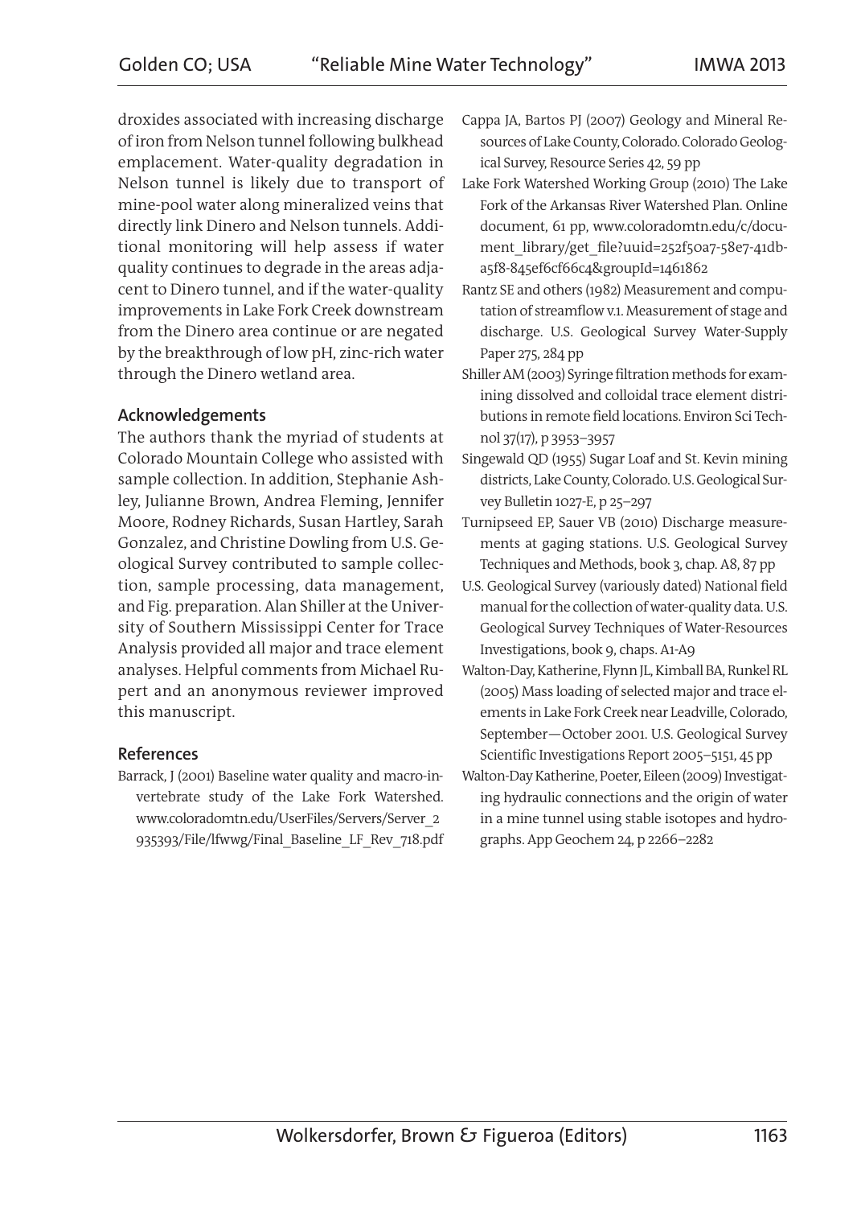droxides associated with increasing discharge of iron from Nelson tunnel following bulkhead emplacement. Water-quality degradation in Nelson tunnel is likely due to transport of mine-pool water along mineralized veins that directly link Dinero and Nelson tunnels. Additional monitoring will help assess if water quality continues to degrade in the areas adjacent to Dinero tunnel, and if the water-quality improvements in Lake Fork Creek downstream from the Dinero area continue or are negated by the breakthrough of low pH, zinc-rich water through the Dinero wetland area.

## Acknowledgements

The authors thank the myriad of students at Colorado Mountain College who assisted with sample collection. In addition, Stephanie Ashley, Julianne Brown, Andrea Fleming, Jennifer Moore, Rodney Richards, Susan Hartley, Sarah Gonzalez, and Christine Dowling from U.S. Geological Survey contributed to sample collection, sample processing, data management, and Fig. preparation. Alan Shiller at the University of Southern Mississippi Center for Trace Analysis provided all major and trace element analyses. Helpful comments from Michael Rupert and an anonymous reviewer improved this manuscript.

## References

Barrack, J (2001) Baseline water quality and macro-invertebrate study of the Lake Fork Watershed. www.coloradomtn.edu/UserFiles/Servers/Server_2935393/File/lfwwg/Final_Baseline_LF_Rev_718.pdf

Cappa JA, Bartos PJ (2007) Geology and Mineral Resources of Lake County, Colorado. Colorado Geological Survey, Resource Series 42, 59 pp

Lake Fork Watershed Working Group (2010) The Lake Fork of the Arkansas River Watershed Plan. Online document, 61 pp, www.coloradomtn.edu/c/document_library/get_file?uuid=252f50a7-58e7-41db-a5f8-845ef6cf66c4&groupId=1461862

Rantz SE and others (1982) Measurement and computation of streamflow v.1. Measurement of stage and discharge. U.S. Geological Survey Water-Supply Paper 275, 284 pp

Shiller AM (2003) Syringe filtration methods for examining dissolved and colloidal trace element distributions in remote field locations. Environ Sci Technol 37(17), p 3953–3957

Singewald QD (1955) Sugar Loaf and St. Kevin mining districts, Lake County, Colorado. U.S. Geological Survey Bulletin 1027-E, p 25–297

Turnipseed EP, Sauer VB (2010) Discharge measurements at gaging stations. U.S. Geological Survey Techniques and Methods, book 3, chap. A8, 87 pp

U.S. Geological Survey (variously dated) National field manual for the collection of water-quality data. U.S. Geological Survey Techniques of Water-Resources Investigations, book 9, chaps. A1-A9

Walton-Day, Katherine, Flynn JL, Kimball BA, Runkel RL (2005) Mass loading of selected major and trace elements in Lake Fork Creek near Leadville, Colorado, September—October 2001. U.S. Geological Survey Scientific Investigations Report 2005–5151, 45 pp

Walton-Day Katherine, Poeter, Eileen (2009) Investigating hydraulic connections and the origin of water in a mine tunnel using stable isotopes and hydrographs. App Geochem 24, p 2266–2282